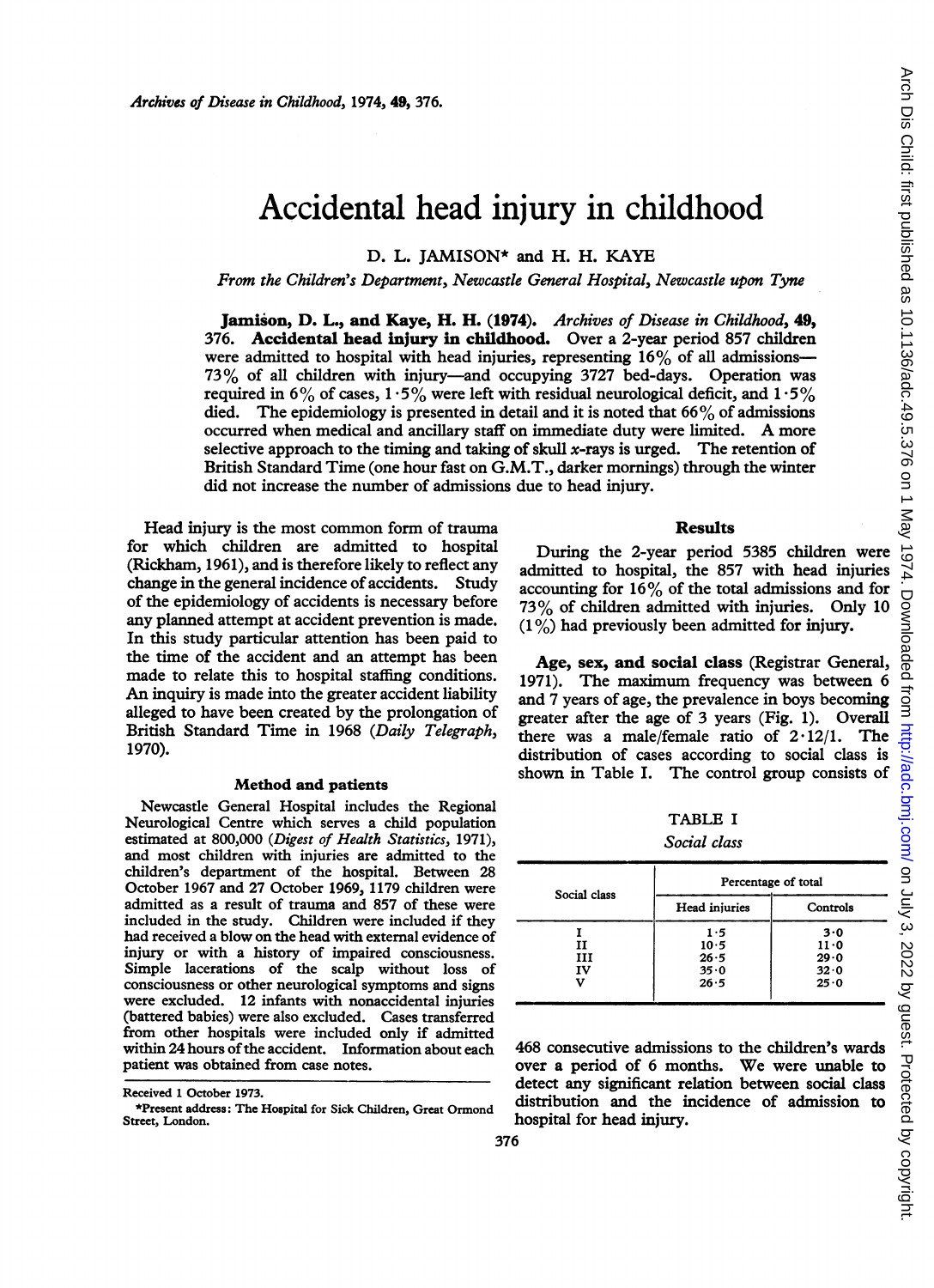# Accidental head injury in childhood

D. L. JAMISON* and H. H. KAYE

*From the Children's Department, Newcastle General Hospital, Newcastle upon Tyne*

**Jamison, D. L., and Kaye, H. H. (1974).** *Archives of Disease in Childhood*, **49**, 376. **Accidental head injury in childhood.** Over a 2-year period 857 children were admitted to hospital with head injuries, representing 16% of all admissions—73% of all children with injury—and occupying 3727 bed-days. Operation was required in 6% of cases, 1·5% were left with residual neurological deficit, and 1·5% died. The epidemiology is presented in detail and it is noted that 66% of admissions occurred when medical and ancillary staff on immediate duty were limited. A more selective approach to the timing and taking of skull *x*-rays is urged. The retention of British Standard Time (one hour fast on G.M.T., darker mornings) through the winter did not increase the number of admissions due to head injury.

Head injury is the most common form of trauma for which children are admitted to hospital (Rickham, 1961), and is therefore likely to reflect any change in the general incidence of accidents. Study of the epidemiology of accidents is necessary before any planned attempt at accident prevention is made. In this study particular attention has been paid to the time of the accident and an attempt has been made to relate this to hospital staffing conditions. An inquiry is made into the greater accident liability alleged to have been created by the prolongation of British Standard Time in 1968 (*Daily Telegraph*, 1970).

## Method and patients

Newcastle General Hospital includes the Regional Neurological Centre which serves a child population estimated at 800,000 (*Digest of Health Statistics*, 1971), and most children with injuries are admitted to the children's department of the hospital. Between 28 October 1967 and 27 October 1969, 1179 children were admitted as a result of trauma and 857 of these were included in the study. Children were included if they had received a blow on the head with external evidence of injury or with a history of impaired consciousness. Simple lacerations of the scalp without loss of consciousness or other neurological symptoms and signs were excluded. 12 infants with nonaccidental injuries (battered babies) were also excluded. Cases transferred from other hospitals were included only if admitted within 24 hours of the accident. Information about each patient was obtained from case notes.

Received 1 October 1973.

*Present address: The Hospital for Sick Children, Great Ormond Street, London.

## Results

During the 2-year period 5385 children were admitted to hospital, the 857 with head injuries accounting for 16% of the total admissions and for 73% of children admitted with injuries. Only 10 (1%) had previously been admitted for injury.

**Age, sex, and social class** (Registrar General, 1971). The maximum frequency was between 6 and 7 years of age, the prevalence in boys becoming greater after the age of 3 years (Fig. 1). Overall there was a male/female ratio of 2·12/1. The distribution of cases according to social class is shown in Table I. The control group consists of 468 consecutive admissions to the children's wards over a period of 6 months. We were unable to detect any significant relation between social class distribution and the incidence of admission to hospital for head injury.

TABLE I
*Social class*

| Social class | Percentage of total | |
|---|---|---|
| | Head injuries | Controls |
| I | 1·5 | 3·0 |
| II | 10·5 | 11·0 |
| III | 26·5 | 29·0 |
| IV | 35·0 | 32·0 |
| V | 26·5 | 25·0 |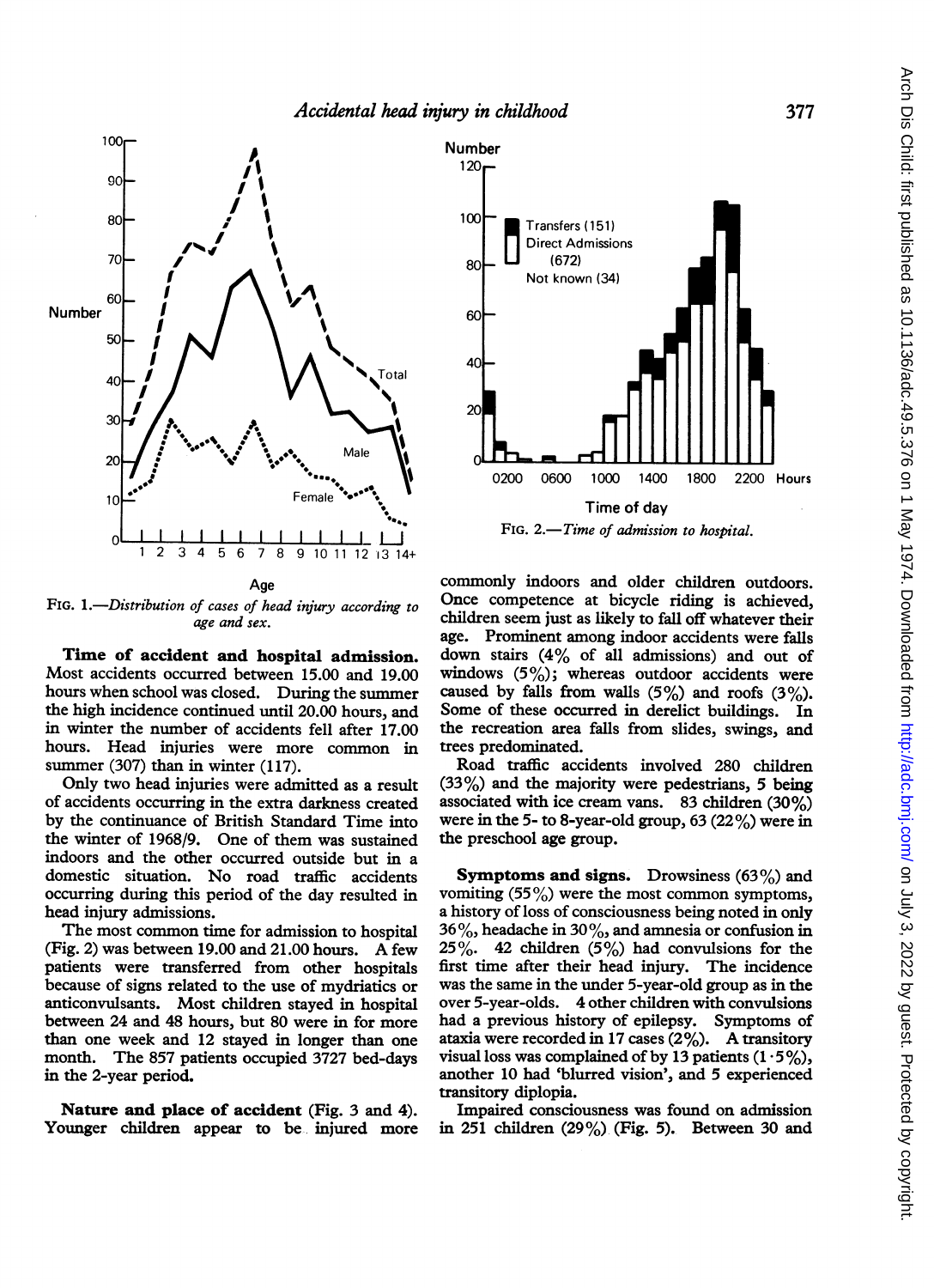FIG. 1.—*Distribution of cases of head injury according to age and sex.*

FIG. 2.—*Time of admission to hospital.*

**Time of accident and hospital admission.** Most accidents occurred between 15.00 and 19.00 hours when school was closed. During the summer the high incidence continued until 20.00 hours, and in winter the number of accidents fell after 17.00 hours. Head injuries were more common in summer (307) than in winter (117).

Only two head injuries were admitted as a result of accidents occurring in the extra darkness created by the continuance of British Standard Time into the winter of 1968/9. One of them was sustained indoors and the other occurred outside but in a domestic situation. No road traffic accidents occurring during this period of the day resulted in head injury admissions.

The most common time for admission to hospital (Fig. 2) was between 19.00 and 21.00 hours. A few patients were transferred from other hospitals because of signs related to the use of mydriatics or anticonvulsants. Most children stayed in hospital between 24 and 48 hours, but 80 were in for more than one week and 12 stayed in longer than one month. The 857 patients occupied 3727 bed-days in the 2-year period.

**Nature and place of accident** (Fig. 3 and 4). Younger children appear to be injured more commonly indoors and older children outdoors. Once competence at bicycle riding is achieved, children seem just as likely to fall off whatever their age. Prominent among indoor accidents were falls down stairs (4% of all admissions) and out of windows (5%); whereas outdoor accidents were caused by falls from walls (5%) and roofs (3%). Some of these occurred in derelict buildings. In the recreation area falls from slides, swings, and trees predominated.

Road traffic accidents involved 280 children (33%) and the majority were pedestrians, 5 being associated with ice cream vans. 83 children (30%) were in the 5- to 8-year-old group, 63 (22%) were in the preschool age group.

**Symptoms and signs.** Drowsiness (63%) and vomiting (55%) were the most common symptoms, a history of loss of consciousness being noted in only 36%, headache in 30%, and amnesia or confusion in 25%. 42 children (5%) had convulsions for the first time after their head injury. The incidence was the same in the under 5-year-old group as in the over 5-year-olds. 4 other children with convulsions had a previous history of epilepsy. Symptoms of ataxia were recorded in 17 cases (2%). A transitory visual loss was complained of by 13 patients (1·5%), another 10 had 'blurred vision', and 5 experienced transitory diplopia.

Impaired consciousness was found on admission in 251 children (29%) (Fig. 5). Between 30 and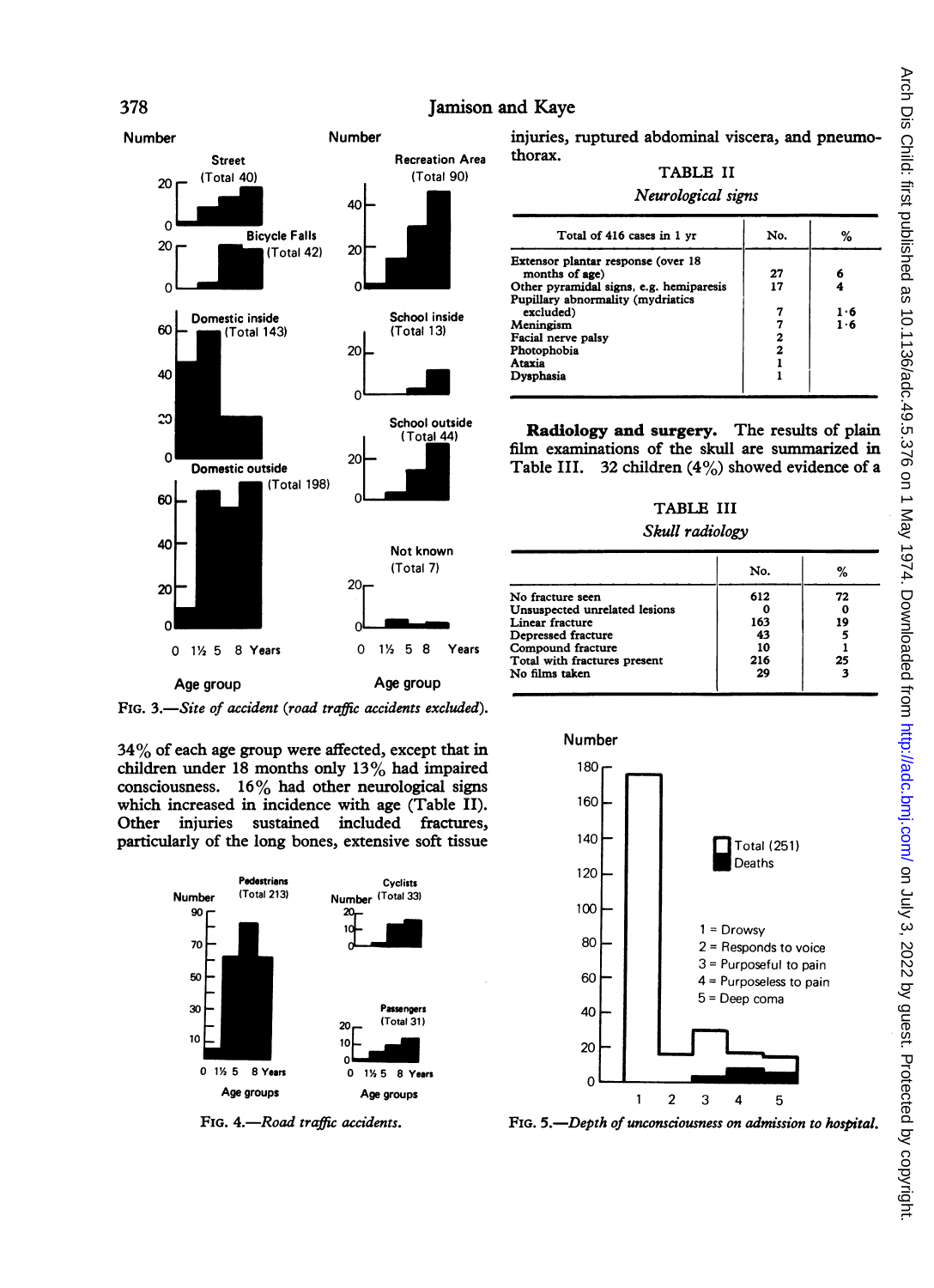FIG. 3.—*Site of accident (road traffic accidents excluded).*

34% of each age group were affected, except that in children under 18 months only 13% had impaired consciousness. 16% had other neurological signs which increased in incidence with age (Table II). Other injuries sustained included fractures, particularly of the long bones, extensive soft tissue injuries, ruptured abdominal viscera, and pneumothorax.

FIG. 4.—*Road traffic accidents.*

TABLE II

*Neurological signs*

| Total of 416 cases in 1 yr | No. | % |
|---|---|---|
| Extensor plantar response (over 18 months of age) | 27 | 6 |
| Other pyramidal signs, e.g. hemiparesis | 17 | 4 |
| Pupillary abnormality (mydriatics excluded) | 7 | 1·6 |
| Meningism | 7 | 1·6 |
| Facial nerve palsy | 2 | |
| Photophobia | 2 | |
| Ataxia | 1 | |
| Dysphasia | 1 | |

**Radiology and surgery.** The results of plain film examinations of the skull are summarized in Table III. 32 children (4%) showed evidence of a

TABLE III

*Skull radiology*

| | No. | % |
|---|---|---|
| No fracture seen | 612 | 72 |
| Unsuspected unrelated lesions | 0 | 0 |
| Linear fracture | 163 | 19 |
| Depressed fracture | 43 | 5 |
| Compound fracture | 10 | 1 |
| Total with fractures present | 216 | 25 |
| No films taken | 29 | 3 |

FIG. 5.—*Depth of unconsciousness on admission to hospital.*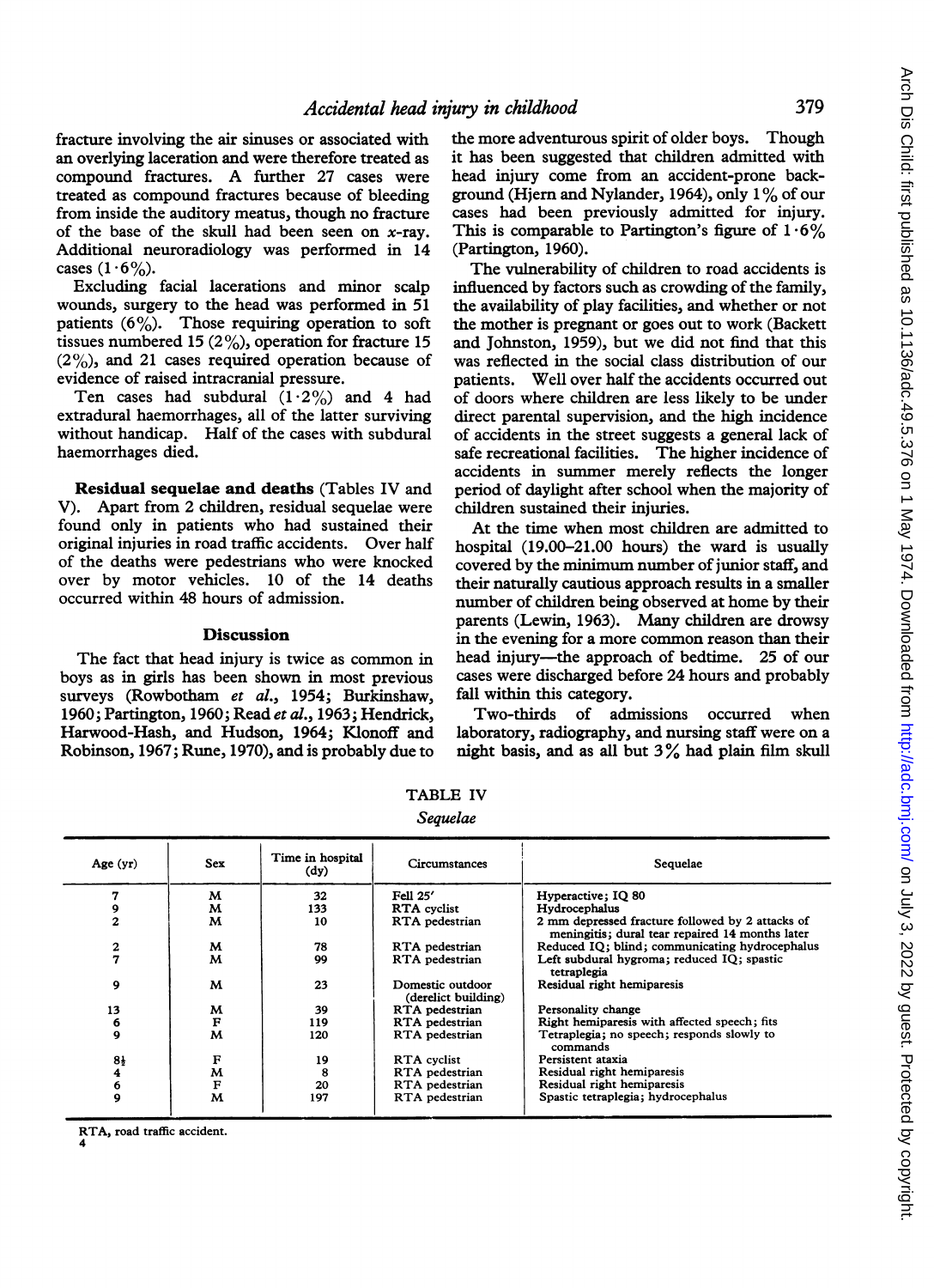fracture involving the air sinuses or associated with an overlying laceration and were therefore treated as compound fractures. A further 27 cases were treated as compound fractures because of bleeding from inside the auditory meatus, though no fracture of the base of the skull had been seen on x-ray. Additional neuroradiology was performed in 14 cases (1·6%).

Excluding facial lacerations and minor scalp wounds, surgery to the head was performed in 51 patients (6%). Those requiring operation to soft tissues numbered 15 (2%), operation for fracture 15 (2%), and 21 cases required operation because of evidence of raised intracranial pressure.

Ten cases had subdural (1·2%) and 4 had extradural haemorrhages, all of the latter surviving without handicap. Half of the cases with subdural haemorrhages died.

**Residual sequelae and deaths** (Tables IV and V). Apart from 2 children, residual sequelae were found only in patients who had sustained their original injuries in road traffic accidents. Over half of the deaths were pedestrians who were knocked over by motor vehicles. 10 of the 14 deaths occurred within 48 hours of admission.

## Discussion

The fact that head injury is twice as common in boys as in girls has been shown in most previous surveys (Rowbotham *et al.*, 1954; Burkinshaw, 1960; Partington, 1960; Read *et al.*, 1963; Hendrick, Harwood-Hash, and Hudson, 1964; Klonoff and Robinson, 1967; Rune, 1970), and is probably due to the more adventurous spirit of older boys. Though it has been suggested that children admitted with head injury come from an accident-prone background (Hjern and Nylander, 1964), only 1% of our cases had been previously admitted for injury. This is comparable to Partington's figure of 1·6% (Partington, 1960).

The vulnerability of children to road accidents is influenced by factors such as crowding of the family, the availability of play facilities, and whether or not the mother is pregnant or goes out to work (Backett and Johnston, 1959), but we did not find that this was reflected in the social class distribution of our patients. Well over half the accidents occurred out of doors where children are less likely to be under direct parental supervision, and the high incidence of accidents in the street suggests a general lack of safe recreational facilities. The higher incidence of accidents in summer merely reflects the longer period of daylight after school when the majority of children sustained their injuries.

At the time when most children are admitted to hospital (19.00–21.00 hours) the ward is usually covered by the minimum number of junior staff, and their naturally cautious approach results in a smaller number of children being observed at home by their parents (Lewin, 1963). Many children are drowsy in the evening for a more common reason than their head injury—the approach of bedtime. 25 of our cases were discharged before 24 hours and probably fall within this category.

Two-thirds of admissions occurred when laboratory, radiography, and nursing staff were on a night basis, and as all but 3% had plain film skull

TABLE IV

*Sequelae*

| Age (yr) | Sex | Time in hospital (dy) | Circumstances | Sequelae |
|---|---|---|---|---|
| 7 | M | 32 | Fell 25′ | Hyperactive; IQ 80 |
| 9 | M | 133 | RTA cyclist | Hydrocephalus |
| 2 | M | 10 | RTA pedestrian | 2 mm depressed fracture followed by 2 attacks of meningitis; dural tear repaired 14 months later |
| 2 | M | 78 | RTA pedestrian | Reduced IQ; blind; communicating hydrocephalus |
| 7 | M | 99 | RTA pedestrian | Left subdural hygroma; reduced IQ; spastic tetraplegia |
| 9 | M | 23 | Domestic outdoor (derelict building) | Residual right hemiparesis |
| 13 | M | 39 | RTA pedestrian | Personality change |
| 6 | F | 119 | RTA pedestrian | Right hemiparesis with affected speech; fits |
| 9 | M | 120 | RTA pedestrian | Tetraplegia; no speech; responds slowly to commands |
| 8½ | F | 19 | RTA cyclist | Persistent ataxia |
| 4 | M | 8 | RTA pedestrian | Residual right hemiparesis |
| 6 | F | 20 | RTA pedestrian | Residual right hemiparesis |
| 9 | M | 197 | RTA pedestrian | Spastic tetraplegia; hydrocephalus |

RTA, road traffic accident.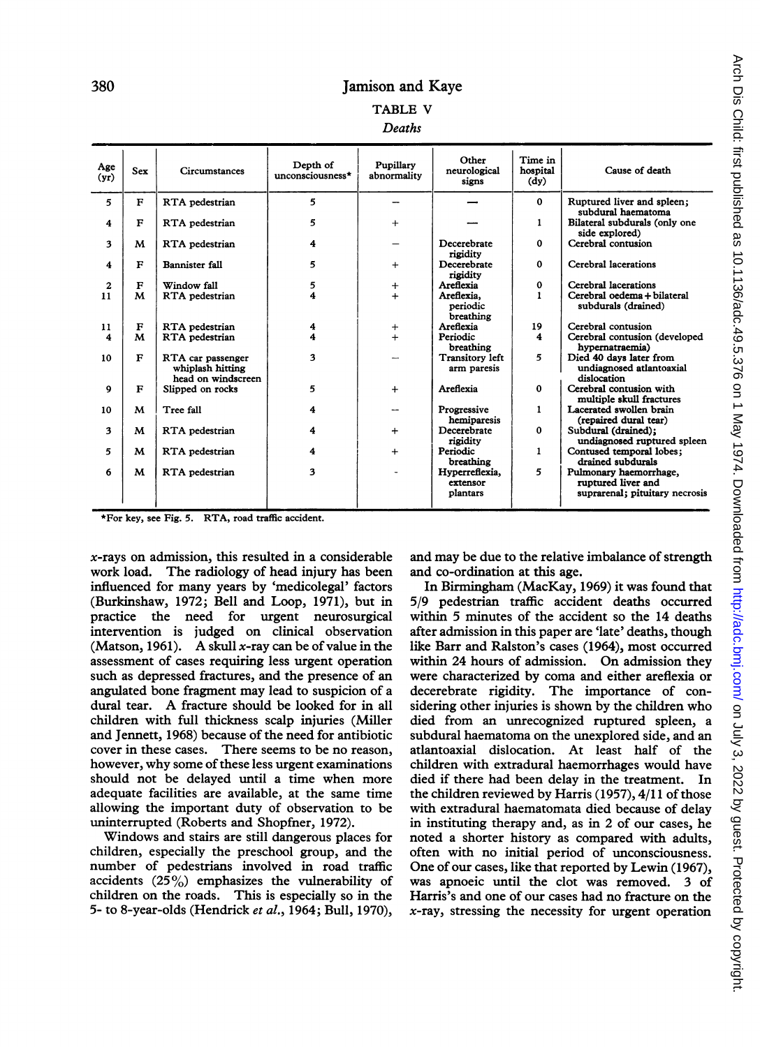TABLE V

*Deaths*

| Age (yr) | Sex | Circumstances | Depth of unconsciousness* | Pupillary abnormality | Other neurological signs | Time in hospital (dy) | Cause of death |
|---|---|---|---|---|---|---|---|
| 5 | F | RTA pedestrian | 5 | – | — | 0 | Ruptured liver and spleen; subdural haematoma |
| 4 | F | RTA pedestrian | 5 | + | — | 1 | Bilateral subdurals (only one side explored) |
| 3 | M | RTA pedestrian | 4 | – | Decerebrate rigidity | 0 | Cerebral contusion |
| 4 | F | Bannister fall | 5 | + | Decerebrate rigidity | 0 | Cerebral lacerations |
| 2 | F | Window fall | 5 | + | Areflexia | 0 | Cerebral lacerations |
| 11 | M | RTA pedestrian | 4 | + | Areflexia, periodic breathing | 1 | Cerebral oedema + bilateral subdurals (drained) |
| 11 | F | RTA pedestrian | 4 | + | Areflexia | 19 | Cerebral contusion |
| 4 | M | RTA pedestrian | 4 | + | Periodic breathing | 4 | Cerebral contusion (developed hypernatraemia) |
| 10 | F | RTA car passenger whiplash hitting head on windscreen | 3 | – | Transitory left arm paresis | 5 | Died 40 days later from undiagnosed atlantoaxial dislocation |
| 9 | F | Slipped on rocks | 5 | + | Areflexia | 0 | Cerebral contusion with multiple skull fractures |
| 10 | M | Tree fall | 4 | – | Progressive hemiparesis | 1 | Lacerated swollen brain (repaired dural tear) |
| 3 | M | RTA pedestrian | 4 | + | Decerebrate rigidity | 0 | Subdural (drained); undiagnosed ruptured spleen |
| 5 | M | RTA pedestrian | 4 | + | Periodic breathing | 1 | Contused temporal lobes; drained subdurals |
| 6 | M | RTA pedestrian | 3 | - | Hyperreflexia, extensor plantars | 5 | Pulmonary haemorrhage, ruptured liver and suprarenal; pituitary necrosis |

*For key, see Fig. 5. RTA, road traffic accident.

*x*-rays on admission, this resulted in a considerable work load. The radiology of head injury has been influenced for many years by 'medicolegal' factors (Burkinshaw, 1972; Bell and Loop, 1971), but in practice the need for urgent neurosurgical intervention is judged on clinical observation (Matson, 1961). A skull *x*-ray can be of value in the assessment of cases requiring less urgent operation such as depressed fractures, and the presence of an angulated bone fragment may lead to suspicion of a dural tear. A fracture should be looked for in all children with full thickness scalp injuries (Miller and Jennett, 1968) because of the need for antibiotic cover in these cases. There seems to be no reason, however, why some of these less urgent examinations should not be delayed until a time when more adequate facilities are available, at the same time allowing the important duty of observation to be uninterrupted (Roberts and Shopfner, 1972).

Windows and stairs are still dangerous places for children, especially the preschool group, and the number of pedestrians involved in road traffic accidents (25%) emphasizes the vulnerability of children on the roads. This is especially so in the 5- to 8-year-olds (Hendrick *et al.*, 1964; Bull, 1970), and may be due to the relative imbalance of strength and co-ordination at this age.

In Birmingham (MacKay, 1969) it was found that 5/9 pedestrian traffic accident deaths occurred within 5 minutes of the accident so the 14 deaths after admission in this paper are 'late' deaths, though like Barr and Ralston's cases (1964), most occurred within 24 hours of admission. On admission they were characterized by coma and either areflexia or decerebrate rigidity. The importance of considering other injuries is shown by the children who died from an unrecognized ruptured spleen, a subdural haematoma on the unexplored side, and an atlantoaxial dislocation. At least half of the children with extradural haemorrhages would have died if there had been delay in the treatment. In the children reviewed by Harris (1957), 4/11 of those with extradural haematomata died because of delay in instituting therapy and, as in 2 of our cases, he noted a shorter history as compared with adults, often with no initial period of unconsciousness. One of our cases, like that reported by Lewin (1967), was apnoeic until the clot was removed. 3 of Harris's and one of our cases had no fracture on the *x*-ray, stressing the necessity for urgent operation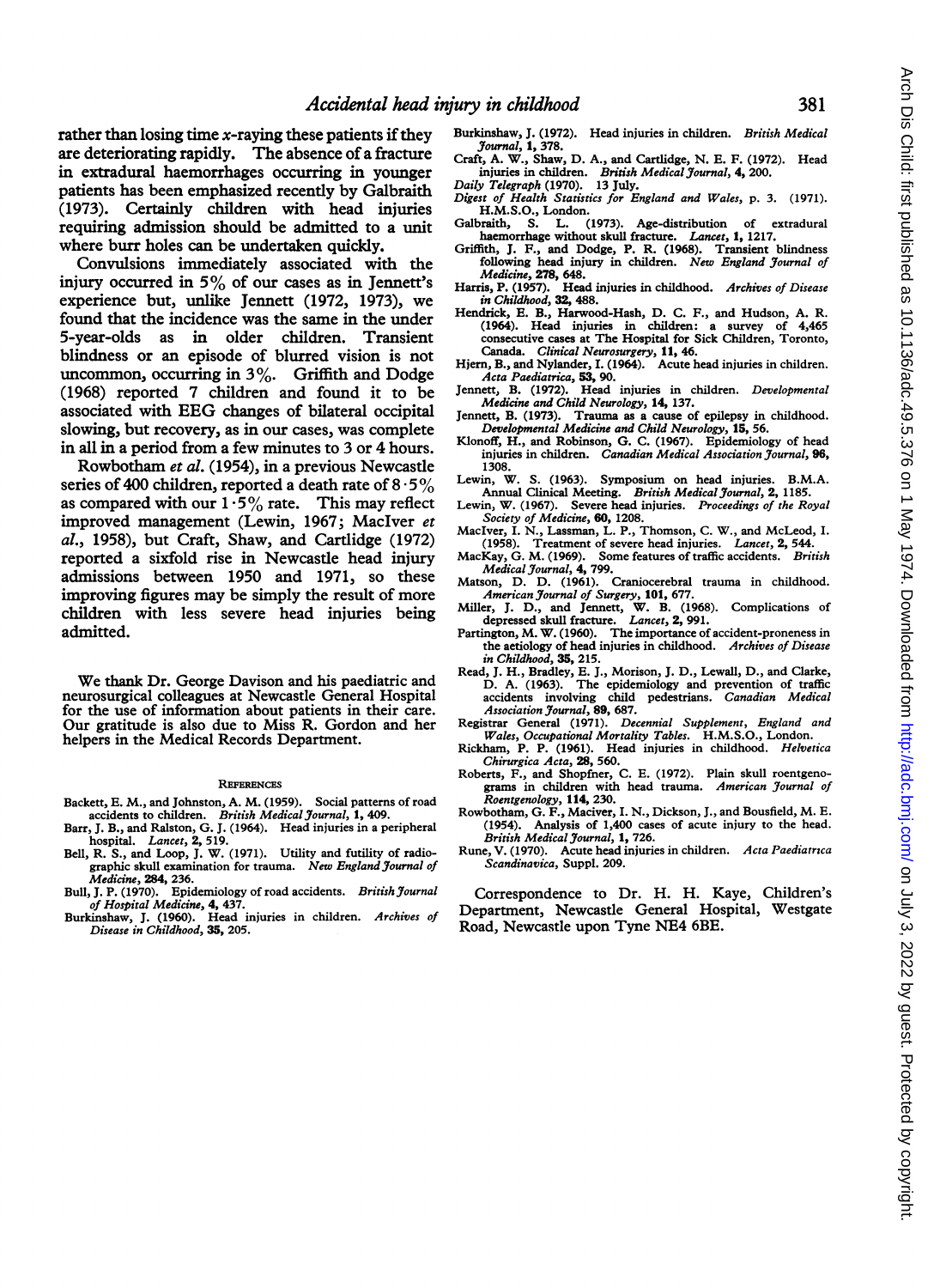rather than losing time *x*-raying these patients if they are deteriorating rapidly. The absence of a fracture in extradural haemorrhages occurring in younger patients has been emphasized recently by Galbraith (1973). Certainly children with head injuries requiring admission should be admitted to a unit where burr holes can be undertaken quickly.

Convulsions immediately associated with the injury occurred in 5% of our cases as in Jennett's experience but, unlike Jennett (1972, 1973), we found that the incidence was the same in the under 5-year-olds as in older children. Transient blindness or an episode of blurred vision is not uncommon, occurring in 3%. Griffith and Dodge (1968) reported 7 children and found it to be associated with EEG changes of bilateral occipital slowing, but recovery, as in our cases, was complete in all in a period from a few minutes to 3 or 4 hours.

Rowbotham *et al.* (1954), in a previous Newcastle series of 400 children, reported a death rate of 8·5% as compared with our 1·5% rate. This may reflect improved management (Lewin, 1967; MacIver *et al.*, 1958), but Craft, Shaw, and Cartlidge (1972) reported a sixfold rise in Newcastle head injury admissions between 1950 and 1971, so these improving figures may be simply the result of more children with less severe head injuries being admitted.

We thank Dr. George Davison and his paediatric and neurosurgical colleagues at Newcastle General Hospital for the use of information about patients in their care. Our gratitude is also due to Miss R. Gordon and her helpers in the Medical Records Department.

## References

Backett, E. M., and Johnston, A. M. (1959). Social patterns of road accidents to children. *British Medical Journal*, **1**, 409.

Barr, J. B., and Ralston, G. J. (1964). Head injuries in a peripheral hospital. *Lancet*, **2**, 519.

Bell, R. S., and Loop, J. W. (1971). Utility and futility of radiographic skull examination for trauma. *New England Journal of Medicine*, **284**, 236.

Bull, J. P. (1970). Epidemiology of road accidents. *British Journal of Hospital Medicine*, **4**, 437.

Burkinshaw, J. (1960). Head injuries in children. *Archives of Disease in Childhood*, **35**, 205.

Burkinshaw, J. (1972). Head injuries in children. *British Medical Journal*, **1**, 378.

Craft, A. W., Shaw, D. A., and Cartlidge, N. E. F. (1972). Head injuries in children. *British Medical Journal*, **4**, 200.

*Daily Telegraph* (1970). 13 July.

*Digest of Health Statistics for England and Wales*, p. 3. (1971). H.M.S.O., London.

Galbraith, S. L. (1973). Age-distribution of extradural haemorrhage without skull fracture. *Lancet*, **1**, 1217.

Griffith, J. F., and Dodge, P. R. (1968). Transient blindness following head injury in children. *New England Journal of Medicine*, **278**, 648.

Harris, P. (1957). Head injuries in childhood. *Archives of Disease in Childhood*, **32**, 488.

Hendrick, E. B., Harwood-Hash, D. C. F., and Hudson, A. R. (1964). Head injuries in children: a survey of 4,465 consecutive cases at The Hospital for Sick Children, Toronto, Canada. *Clinical Neurosurgery*, **11**, 46.

Hjern, B., and Nylander, I. (1964). Acute head injuries in children. *Acta Paediatrica*, **53**, 90.

Jennett, B. (1972). Head injuries in children. *Developmental Medicine and Child Neurology*, **14**, 137.

Jennett, B. (1973). Trauma as a cause of epilepsy in childhood. *Developmental Medicine and Child Neurology*, **15**, 56.

Klonoff, H., and Robinson, G. C. (1967). Epidemiology of head injuries in children. *Canadian Medical Association Journal*, **96**, 1308.

Lewin, W. S. (1963). Symposium on head injuries. B.M.A. Annual Clinical Meeting. *British Medical Journal*, **2**, 1185.

Lewin, W. (1967). Severe head injuries. *Proceedings of the Royal Society of Medicine*, **60**, 1208.

MacIver, I. N., Lassman, L. P., Thomson, C. W., and McLeod, I. (1958). Treatment of severe head injuries. *Lancet*, **2**, 544.

MacKay, G. M. (1969). Some features of traffic accidents. *British Medical Journal*, **4**, 799.

Matson, D. D. (1961). Craniocerebral trauma in childhood. *American Journal of Surgery*, **101**, 677.

Miller, J. D., and Jennett, W. B. (1968). Complications of depressed skull fracture. *Lancet*, **2**, 991.

Partington, M. W. (1960). The importance of accident-proneness in the aetiology of head injuries in childhood. *Archives of Disease in Childhood*, **35**, 215.

Read, J. H., Bradley, E. J., Morison, J. D., Lewall, D., and Clarke, D. A. (1963). The epidemiology and prevention of traffic accidents involving child pedestrians. *Canadian Medical Association Journal*, **89**, 687.

Registrar General (1971). *Decennial Supplement, England and Wales, Occupational Mortality Tables*. H.M.S.O., London.

Rickham, P. P. (1961). Head injuries in childhood. *Helvetica Chirurgica Acta*, **28**, 560.

Roberts, F., and Shopfner, C. E. (1972). Plain skull roentgenograms in children with head trauma. *American Journal of Roentgenology*, **114**, 230.

Rowbotham, G. F., Maciver, I. N., Dickson, J., and Bousfield, M. E. (1954). Analysis of 1,400 cases of acute injury to the head. *British Medical Journal*, **1**, 726.

Rune, V. (1970). Acute head injuries in children. *Acta Paediatrica Scandinavica*, Suppl. 209.

Correspondence to Dr. H. H. Kaye, Children's Department, Newcastle General Hospital, Westgate Road, Newcastle upon Tyne NE4 6BE.